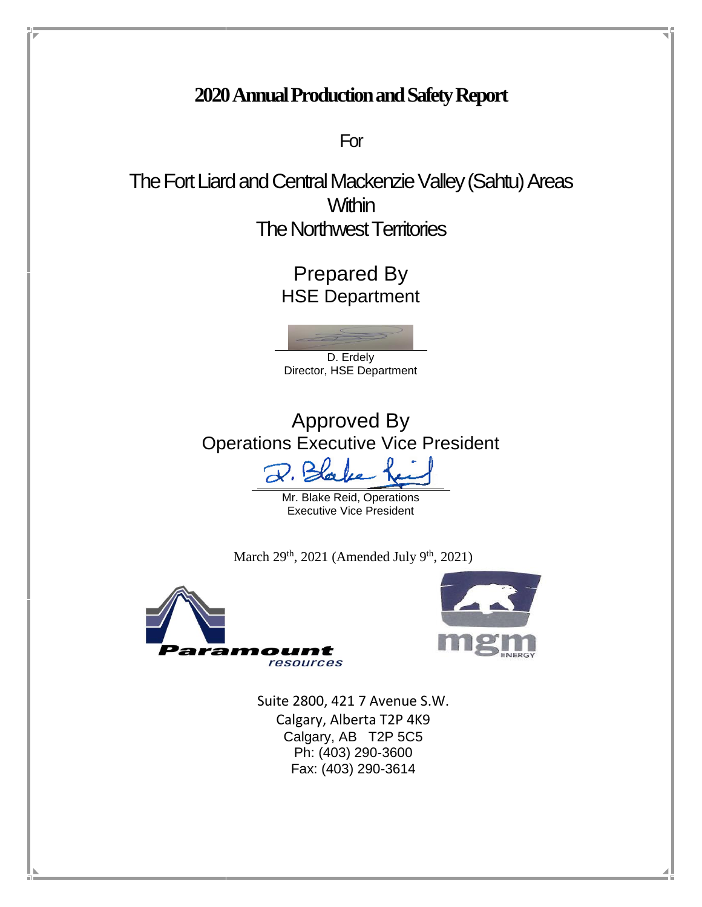# 2020 Annual Production and Safety Report

For

The Fort Liard and Central Mackenzie Valley (Sahtu) Areas
Within
The Northwest Territories

Prepared By
HSE Department

D. Erdely
Director, HSE Department

Approved By
Operations Executive Vice President

Mr. Blake Reid, Operations
Executive Vice President

March 29th, 2021 (Amended July 9th, 2021)

Paramount resources

mgm ENERGY

Suite 2800, 421 7 Avenue S.W.
Calgary, Alberta T2P 4K9
Calgary, AB T2P 5C5
Ph: (403) 290-3600
Fax: (403) 290-3614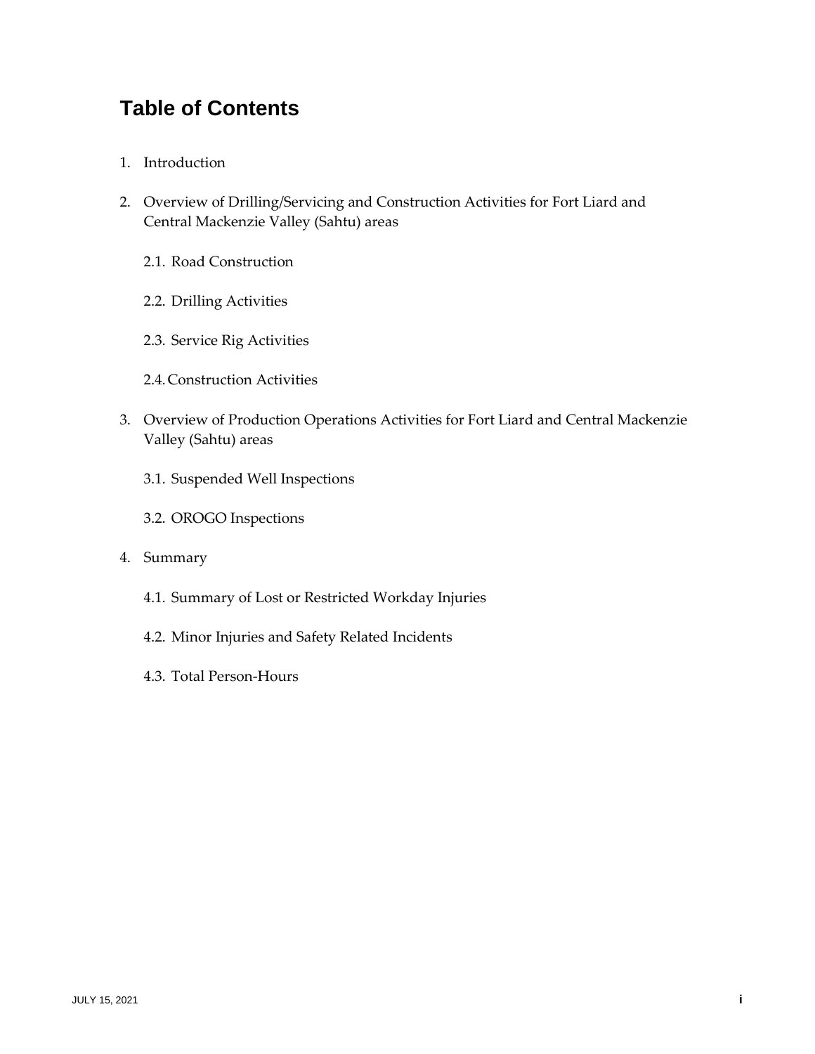# Table of Contents

1. Introduction
2. Overview of Drilling/Servicing and Construction Activities for Fort Liard and Central Mackenzie Valley (Sahtu) areas
   - 2.1. Road Construction
   - 2.2. Drilling Activities
   - 2.3. Service Rig Activities
   - 2.4. Construction Activities
3. Overview of Production Operations Activities for Fort Liard and Central Mackenzie Valley (Sahtu) areas
   - 3.1. Suspended Well Inspections
   - 3.2. OROGO Inspections
4. Summary
   - 4.1. Summary of Lost or Restricted Workday Injuries
   - 4.2. Minor Injuries and Safety Related Incidents
   - 4.3. Total Person-Hours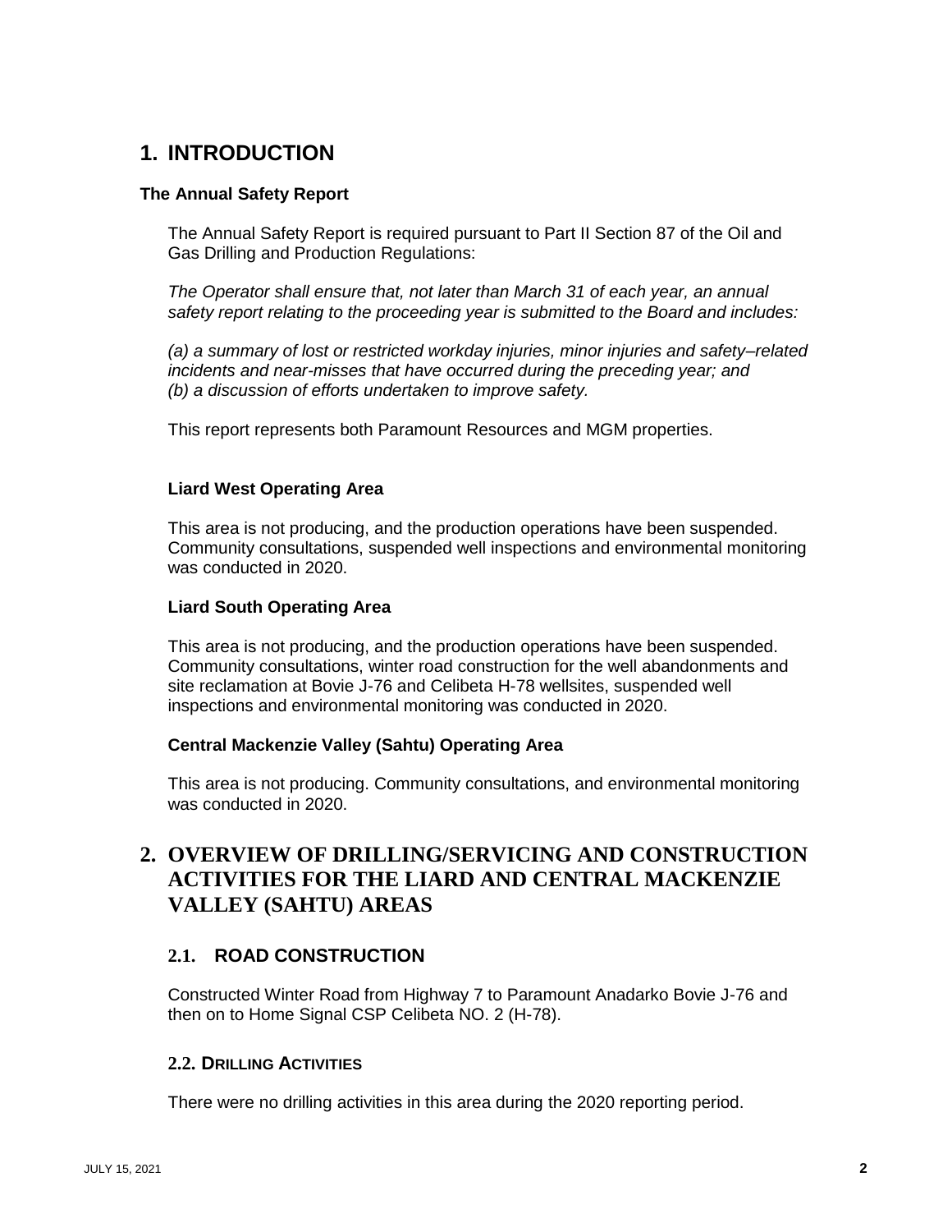# 1. INTRODUCTION

**The Annual Safety Report**

The Annual Safety Report is required pursuant to Part II Section 87 of the Oil and Gas Drilling and Production Regulations:

*The Operator shall ensure that, not later than March 31 of each year, an annual safety report relating to the proceeding year is submitted to the Board and includes:*

*(a) a summary of lost or restricted workday injuries, minor injuries and safety–related incidents and near-misses that have occurred during the preceding year; and*
*(b) a discussion of efforts undertaken to improve safety.*

This report represents both Paramount Resources and MGM properties.

**Liard West Operating Area**

This area is not producing, and the production operations have been suspended. Community consultations, suspended well inspections and environmental monitoring was conducted in 2020.

**Liard South Operating Area**

This area is not producing, and the production operations have been suspended. Community consultations, winter road construction for the well abandonments and site reclamation at Bovie J-76 and Celibeta H-78 wellsites, suspended well inspections and environmental monitoring was conducted in 2020.

**Central Mackenzie Valley (Sahtu) Operating Area**

This area is not producing. Community consultations, and environmental monitoring was conducted in 2020.

# 2. OVERVIEW OF DRILLING/SERVICING AND CONSTRUCTION ACTIVITIES FOR THE LIARD AND CENTRAL MACKENZIE VALLEY (SAHTU) AREAS

## 2.1. ROAD CONSTRUCTION

Constructed Winter Road from Highway 7 to Paramount Anadarko Bovie J-76 and then on to Home Signal CSP Celibeta NO. 2 (H-78).

## 2.2. DRILLING ACTIVITIES

There were no drilling activities in this area during the 2020 reporting period.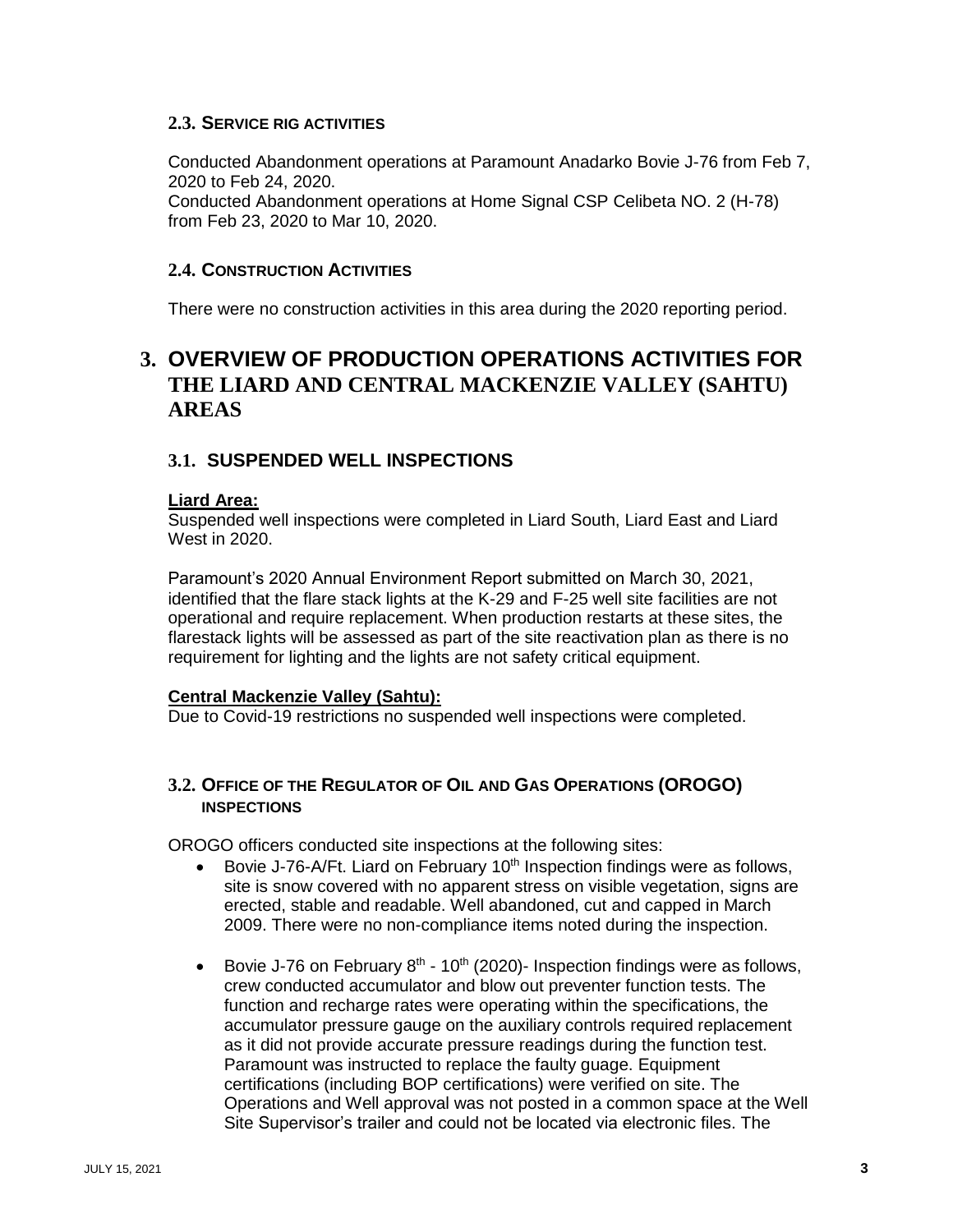### 2.3. Service rig activities

Conducted Abandonment operations at Paramount Anadarko Bovie J-76 from Feb 7, 2020 to Feb 24, 2020.
Conducted Abandonment operations at Home Signal CSP Celibeta NO. 2 (H-78) from Feb 23, 2020 to Mar 10, 2020.

### 2.4. Construction Activities

There were no construction activities in this area during the 2020 reporting period.

# 3. OVERVIEW OF PRODUCTION OPERATIONS ACTIVITIES FOR THE LIARD AND CENTRAL MACKENZIE VALLEY (SAHTU) AREAS

## 3.1. SUSPENDED WELL INSPECTIONS

**Liard Area:**
Suspended well inspections were completed in Liard South, Liard East and Liard West in 2020.

Paramount's 2020 Annual Environment Report submitted on March 30, 2021, identified that the flare stack lights at the K-29 and F-25 well site facilities are not operational and require replacement. When production restarts at these sites, the flarestack lights will be assessed as part of the site reactivation plan as there is no requirement for lighting and the lights are not safety critical equipment.

**Central Mackenzie Valley (Sahtu):**
Due to Covid-19 restrictions no suspended well inspections were completed.

### 3.2. Office of the Regulator of Oil and Gas Operations (OROGO) Inspections

OROGO officers conducted site inspections at the following sites:

- Bovie J-76-A/Ft. Liard on February 10th Inspection findings were as follows, site is snow covered with no apparent stress on visible vegetation, signs are erected, stable and readable. Well abandoned, cut and capped in March 2009. There were no non-compliance items noted during the inspection.
- Bovie J-76 on February 8th - 10th (2020)- Inspection findings were as follows, crew conducted accumulator and blow out preventer function tests. The function and recharge rates were operating within the specifications, the accumulator pressure gauge on the auxiliary controls required replacement as it did not provide accurate pressure readings during the function test. Paramount was instructed to replace the faulty guage. Equipment certifications (including BOP certifications) were verified on site. The Operations and Well approval was not posted in a common space at the Well Site Supervisor's trailer and could not be located via electronic files. The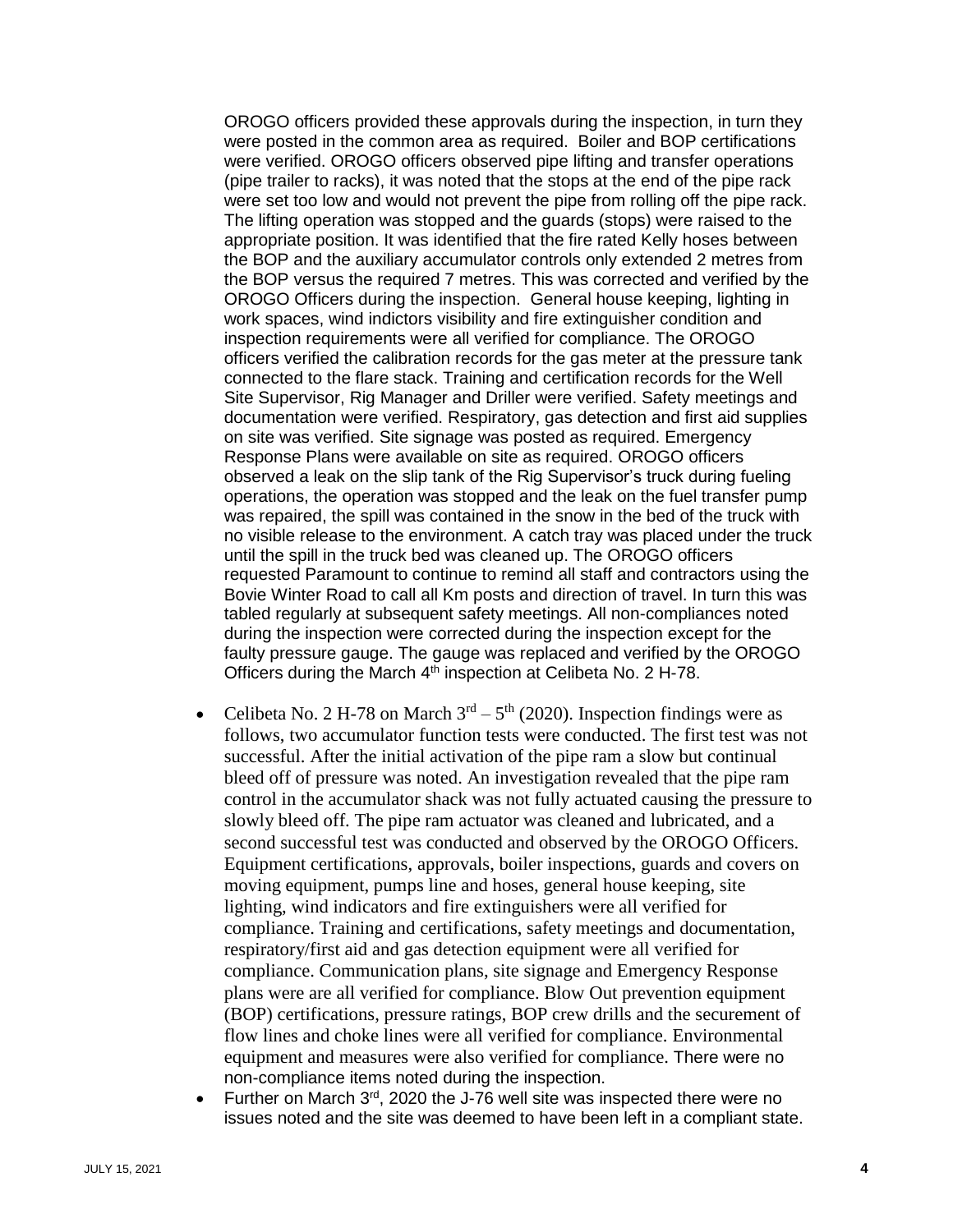OROGO officers provided these approvals during the inspection, in turn they were posted in the common area as required. Boiler and BOP certifications were verified. OROGO officers observed pipe lifting and transfer operations (pipe trailer to racks), it was noted that the stops at the end of the pipe rack were set too low and would not prevent the pipe from rolling off the pipe rack. The lifting operation was stopped and the guards (stops) were raised to the appropriate position. It was identified that the fire rated Kelly hoses between the BOP and the auxiliary accumulator controls only extended 2 metres from the BOP versus the required 7 metres. This was corrected and verified by the OROGO Officers during the inspection. General house keeping, lighting in work spaces, wind indictors visibility and fire extinguisher condition and inspection requirements were all verified for compliance. The OROGO officers verified the calibration records for the gas meter at the pressure tank connected to the flare stack. Training and certification records for the Well Site Supervisor, Rig Manager and Driller were verified. Safety meetings and documentation were verified. Respiratory, gas detection and first aid supplies on site was verified. Site signage was posted as required. Emergency Response Plans were available on site as required. OROGO officers observed a leak on the slip tank of the Rig Supervisor's truck during fueling operations, the operation was stopped and the leak on the fuel transfer pump was repaired, the spill was contained in the snow in the bed of the truck with no visible release to the environment. A catch tray was placed under the truck until the spill in the truck bed was cleaned up. The OROGO officers requested Paramount to continue to remind all staff and contractors using the Bovie Winter Road to call all Km posts and direction of travel. In turn this was tabled regularly at subsequent safety meetings. All non-compliances noted during the inspection were corrected during the inspection except for the faulty pressure gauge. The gauge was replaced and verified by the OROGO Officers during the March 4th inspection at Celibeta No. 2 H-78.

- Celibeta No. 2 H-78 on March 3rd – 5th (2020). Inspection findings were as follows, two accumulator function tests were conducted. The first test was not successful. After the initial activation of the pipe ram a slow but continual bleed off of pressure was noted. An investigation revealed that the pipe ram control in the accumulator shack was not fully actuated causing the pressure to slowly bleed off. The pipe ram actuator was cleaned and lubricated, and a second successful test was conducted and observed by the OROGO Officers. Equipment certifications, approvals, boiler inspections, guards and covers on moving equipment, pumps line and hoses, general house keeping, site lighting, wind indicators and fire extinguishers were all verified for compliance. Training and certifications, safety meetings and documentation, respiratory/first aid and gas detection equipment were all verified for compliance. Communication plans, site signage and Emergency Response plans were are all verified for compliance. Blow Out prevention equipment (BOP) certifications, pressure ratings, BOP crew drills and the securement of flow lines and choke lines were all verified for compliance. Environmental equipment and measures were also verified for compliance. There were no non-compliance items noted during the inspection.
- Further on March 3rd, 2020 the J-76 well site was inspected there were no issues noted and the site was deemed to have been left in a compliant state.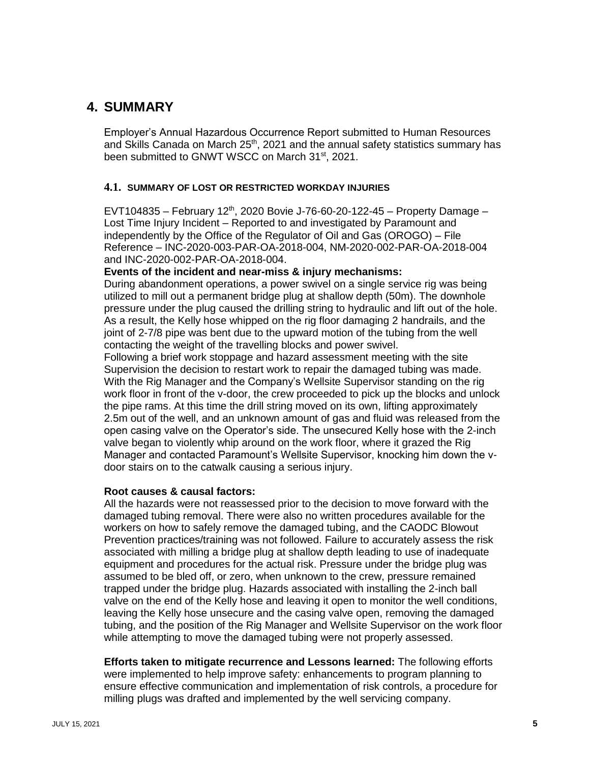# 4. SUMMARY

Employer's Annual Hazardous Occurrence Report submitted to Human Resources and Skills Canada on March 25th, 2021 and the annual safety statistics summary has been submitted to GNWT WSCC on March 31st, 2021.

## 4.1. SUMMARY OF LOST OR RESTRICTED WORKDAY INJURIES

EVT104835 – February 12th, 2020 Bovie J-76-60-20-122-45 – Property Damage – Lost Time Injury Incident – Reported to and investigated by Paramount and independently by the Office of the Regulator of Oil and Gas (OROGO) – File Reference – INC-2020-003-PAR-OA-2018-004, NM-2020-002-PAR-OA-2018-004 and INC-2020-002-PAR-OA-2018-004.

**Events of the incident and near-miss & injury mechanisms:**

During abandonment operations, a power swivel on a single service rig was being utilized to mill out a permanent bridge plug at shallow depth (50m). The downhole pressure under the plug caused the drilling string to hydraulic and lift out of the hole. As a result, the Kelly hose whipped on the rig floor damaging 2 handrails, and the joint of 2-7/8 pipe was bent due to the upward motion of the tubing from the well contacting the weight of the travelling blocks and power swivel.

Following a brief work stoppage and hazard assessment meeting with the site Supervision the decision to restart work to repair the damaged tubing was made. With the Rig Manager and the Company's Wellsite Supervisor standing on the rig work floor in front of the v-door, the crew proceeded to pick up the blocks and unlock the pipe rams. At this time the drill string moved on its own, lifting approximately 2.5m out of the well, and an unknown amount of gas and fluid was released from the open casing valve on the Operator's side. The unsecured Kelly hose with the 2-inch valve began to violently whip around on the work floor, where it grazed the Rig Manager and contacted Paramount's Wellsite Supervisor, knocking him down the v-door stairs on to the catwalk causing a serious injury.

**Root causes & causal factors:**

All the hazards were not reassessed prior to the decision to move forward with the damaged tubing removal. There were also no written procedures available for the workers on how to safely remove the damaged tubing, and the CAODC Blowout Prevention practices/training was not followed. Failure to accurately assess the risk associated with milling a bridge plug at shallow depth leading to use of inadequate equipment and procedures for the actual risk. Pressure under the bridge plug was assumed to be bled off, or zero, when unknown to the crew, pressure remained trapped under the bridge plug. Hazards associated with installing the 2-inch ball valve on the end of the Kelly hose and leaving it open to monitor the well conditions, leaving the Kelly hose unsecure and the casing valve open, removing the damaged tubing, and the position of the Rig Manager and Wellsite Supervisor on the work floor while attempting to move the damaged tubing were not properly assessed.

**Efforts taken to mitigate recurrence and Lessons learned:** The following efforts were implemented to help improve safety: enhancements to program planning to ensure effective communication and implementation of risk controls, a procedure for milling plugs was drafted and implemented by the well servicing company.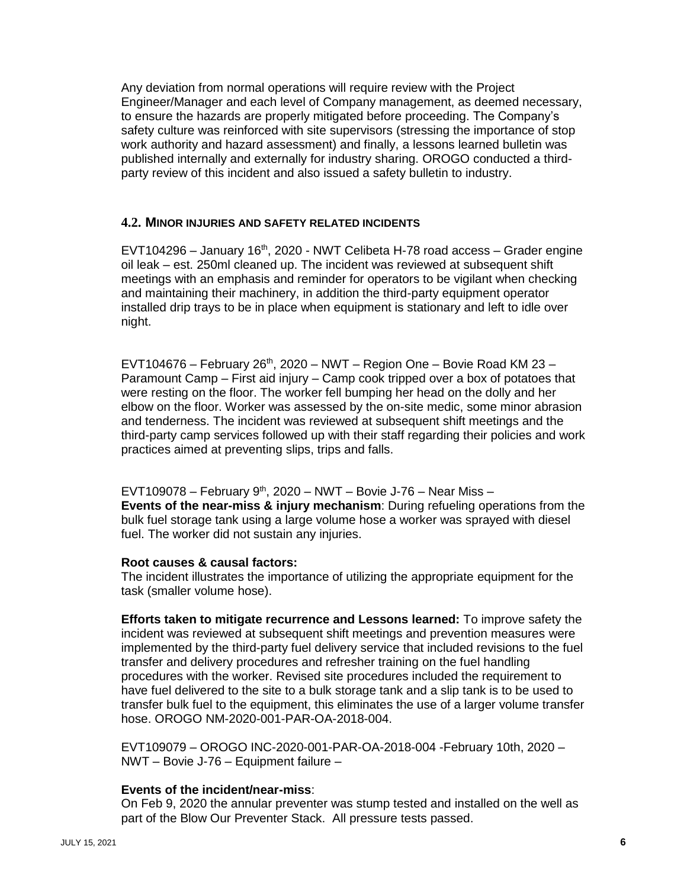Any deviation from normal operations will require review with the Project Engineer/Manager and each level of Company management, as deemed necessary, to ensure the hazards are properly mitigated before proceeding. The Company's safety culture was reinforced with site supervisors (stressing the importance of stop work authority and hazard assessment) and finally, a lessons learned bulletin was published internally and externally for industry sharing. OROGO conducted a third-party review of this incident and also issued a safety bulletin to industry.

### 4.2. MINOR INJURIES AND SAFETY RELATED INCIDENTS

EVT104296 – January 16th, 2020 - NWT Celibeta H-78 road access – Grader engine oil leak – est. 250ml cleaned up. The incident was reviewed at subsequent shift meetings with an emphasis and reminder for operators to be vigilant when checking and maintaining their machinery, in addition the third-party equipment operator installed drip trays to be in place when equipment is stationary and left to idle over night.

EVT104676 – February 26th, 2020 – NWT – Region One – Bovie Road KM 23 – Paramount Camp – First aid injury – Camp cook tripped over a box of potatoes that were resting on the floor. The worker fell bumping her head on the dolly and her elbow on the floor. Worker was assessed by the on-site medic, some minor abrasion and tenderness. The incident was reviewed at subsequent shift meetings and the third-party camp services followed up with their staff regarding their policies and work practices aimed at preventing slips, trips and falls.

EVT109078 – February 9th, 2020 – NWT – Bovie J-76 – Near Miss –
**Events of the near-miss & injury mechanism**: During refueling operations from the bulk fuel storage tank using a large volume hose a worker was sprayed with diesel fuel. The worker did not sustain any injuries.

**Root causes & causal factors:**
The incident illustrates the importance of utilizing the appropriate equipment for the task (smaller volume hose).

**Efforts taken to mitigate recurrence and Lessons learned:** To improve safety the incident was reviewed at subsequent shift meetings and prevention measures were implemented by the third-party fuel delivery service that included revisions to the fuel transfer and delivery procedures and refresher training on the fuel handling procedures with the worker. Revised site procedures included the requirement to have fuel delivered to the site to a bulk storage tank and a slip tank is to be used to transfer bulk fuel to the equipment, this eliminates the use of a larger volume transfer hose. OROGO NM-2020-001-PAR-OA-2018-004.

EVT109079 – OROGO INC-2020-001-PAR-OA-2018-004 -February 10th, 2020 – NWT – Bovie J-76 – Equipment failure –

**Events of the incident/near-miss**:
On Feb 9, 2020 the annular preventer was stump tested and installed on the well as part of the Blow Our Preventer Stack. All pressure tests passed.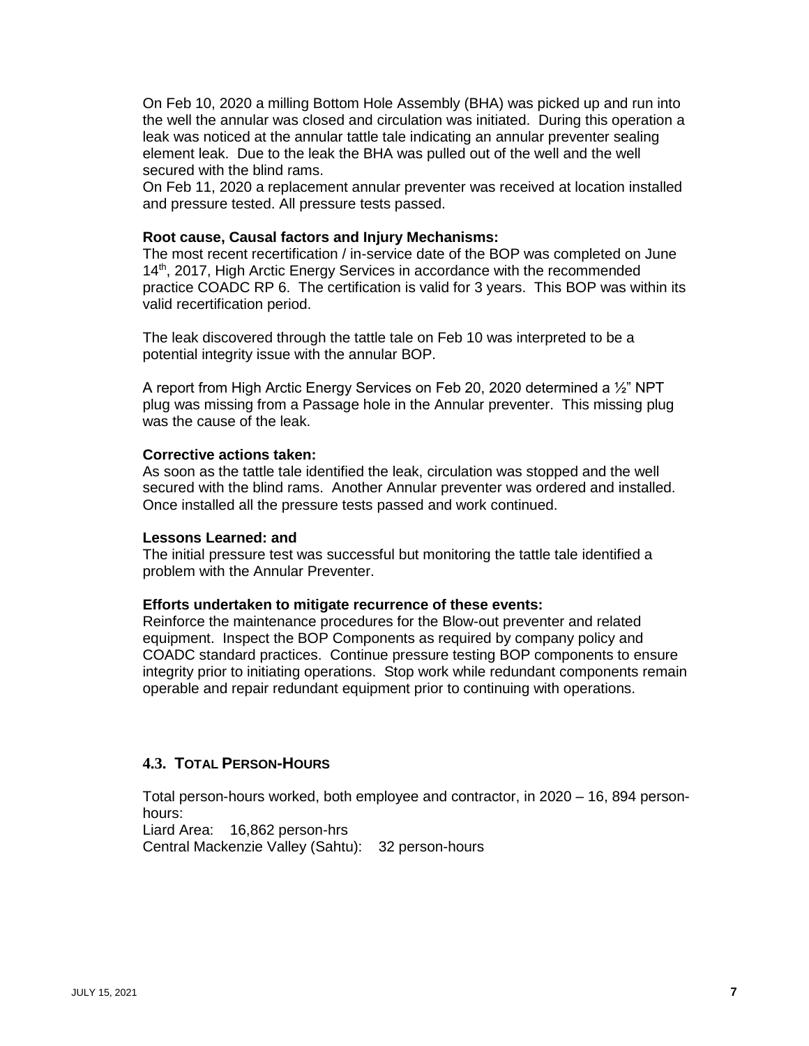On Feb 10, 2020 a milling Bottom Hole Assembly (BHA) was picked up and run into the well the annular was closed and circulation was initiated. During this operation a leak was noticed at the annular tattle tale indicating an annular preventer sealing element leak. Due to the leak the BHA was pulled out of the well and the well secured with the blind rams.
On Feb 11, 2020 a replacement annular preventer was received at location installed and pressure tested. All pressure tests passed.

**Root cause, Causal factors and Injury Mechanisms:**
The most recent recertification / in-service date of the BOP was completed on June 14th, 2017, High Arctic Energy Services in accordance with the recommended practice COADC RP 6. The certification is valid for 3 years. This BOP was within its valid recertification period.

The leak discovered through the tattle tale on Feb 10 was interpreted to be a potential integrity issue with the annular BOP.

A report from High Arctic Energy Services on Feb 20, 2020 determined a ½" NPT plug was missing from a Passage hole in the Annular preventer. This missing plug was the cause of the leak.

**Corrective actions taken:**
As soon as the tattle tale identified the leak, circulation was stopped and the well secured with the blind rams. Another Annular preventer was ordered and installed. Once installed all the pressure tests passed and work continued.

**Lessons Learned: and**
The initial pressure test was successful but monitoring the tattle tale identified a problem with the Annular Preventer.

**Efforts undertaken to mitigate recurrence of these events:**
Reinforce the maintenance procedures for the Blow-out preventer and related equipment. Inspect the BOP Components as required by company policy and COADC standard practices. Continue pressure testing BOP components to ensure integrity prior to initiating operations. Stop work while redundant components remain operable and repair redundant equipment prior to continuing with operations.

### 4.3. TOTAL PERSON-HOURS

Total person-hours worked, both employee and contractor, in 2020 – 16, 894 person-hours:
Liard Area: 16,862 person-hrs
Central Mackenzie Valley (Sahtu): 32 person-hours